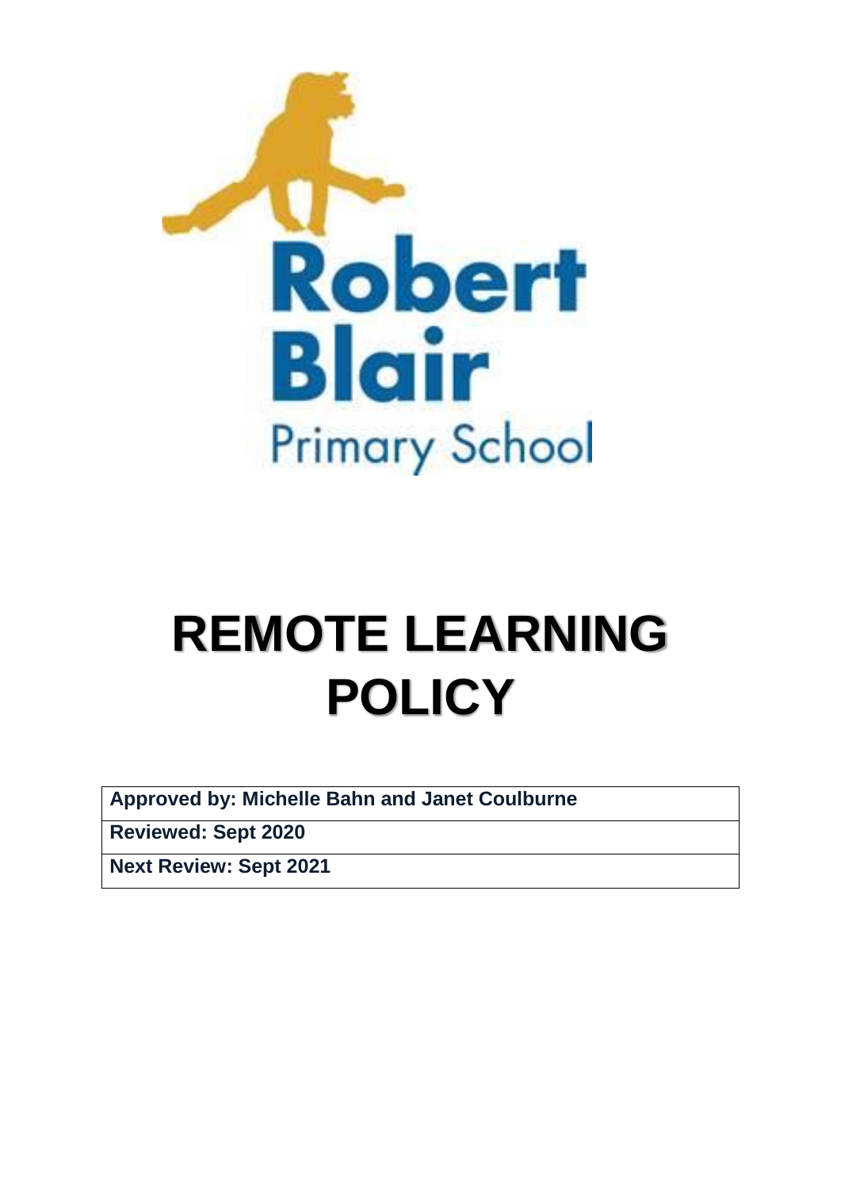Robert Blair Primary School

# REMOTE LEARNING POLICY

| Approved by: Michelle Bahn and Janet Coulburne |
| --- |
| **Reviewed: Sept 2020** |
| **Next Review: Sept 2021** |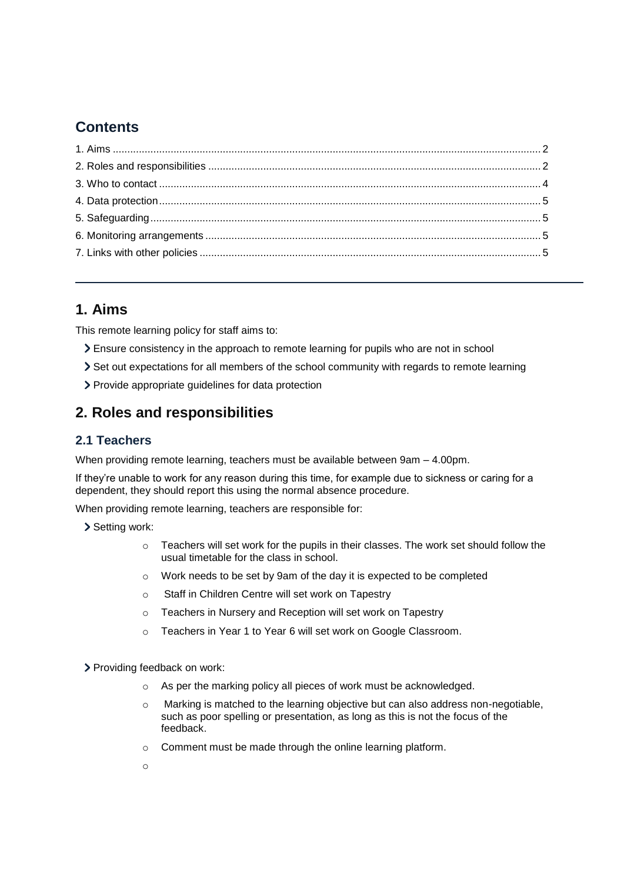## Contents

1. Aims ... 2
2. Roles and responsibilities ... 2
3. Who to contact ... 4
4. Data protection ... 5
5. Safeguarding ... 5
6. Monitoring arrangements ... 5
7. Links with other policies ... 5

---

## 1. Aims

This remote learning policy for staff aims to:

- Ensure consistency in the approach to remote learning for pupils who are not in school
- Set out expectations for all members of the school community with regards to remote learning
- Provide appropriate guidelines for data protection

## 2. Roles and responsibilities

### 2.1 Teachers

When providing remote learning, teachers must be available between 9am – 4.00pm.

If they're unable to work for any reason during this time, for example due to sickness or caring for a dependent, they should report this using the normal absence procedure.

When providing remote learning, teachers are responsible for:

- Setting work:
    - Teachers will set work for the pupils in their classes. The work set should follow the usual timetable for the class in school.
    - Work needs to be set by 9am of the day it is expected to be completed
    - Staff in Children Centre will set work on Tapestry
    - Teachers in Nursery and Reception will set work on Tapestry
    - Teachers in Year 1 to Year 6 will set work on Google Classroom.

- Providing feedback on work:
    - As per the marking policy all pieces of work must be acknowledged.
    - Marking is matched to the learning objective but can also address non-negotiable, such as poor spelling or presentation, as long as this is not the focus of the feedback.
    - Comment must be made through the online learning platform.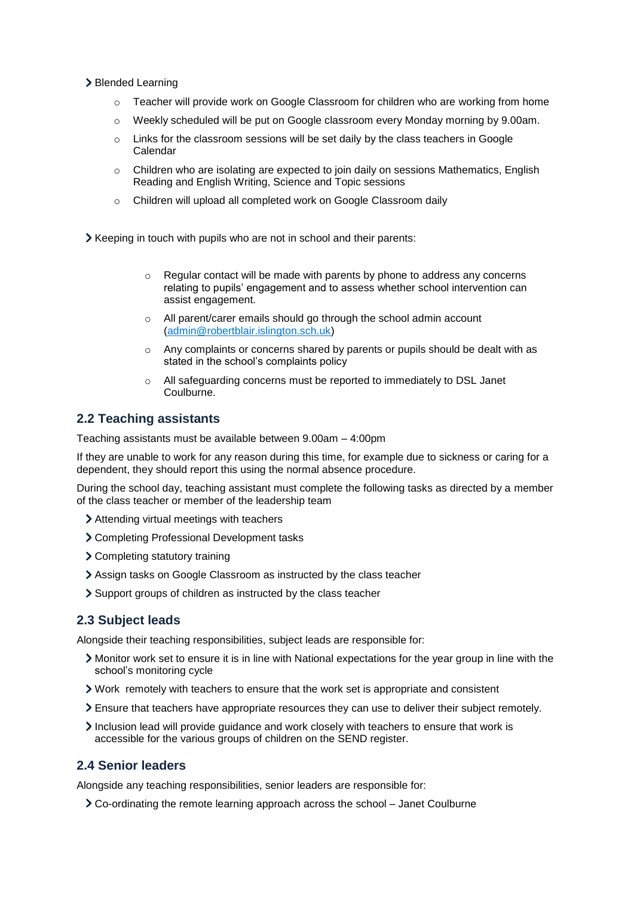- Blended Learning
    - Teacher will provide work on Google Classroom for children who are working from home
    - Weekly scheduled will be put on Google classroom every Monday morning by 9.00am.
    - Links for the classroom sessions will be set daily by the class teachers in Google Calendar
    - Children who are isolating are expected to join daily on sessions Mathematics, English Reading and English Writing, Science and Topic sessions
    - Children will upload all completed work on Google Classroom daily

- Keeping in touch with pupils who are not in school and their parents:
    - Regular contact will be made with parents by phone to address any concerns relating to pupils' engagement and to assess whether school intervention can assist engagement.
    - All parent/carer emails should go through the school admin account ([admin@robertblair.islington.sch.uk](mailto:admin@robertblair.islington.sch.uk))
    - Any complaints or concerns shared by parents or pupils should be dealt with as stated in the school's complaints policy
    - All safeguarding concerns must be reported to immediately to DSL Janet Coulburne.

## 2.2 Teaching assistants

Teaching assistants must be available between 9.00am – 4:00pm

If they are unable to work for any reason during this time, for example due to sickness or caring for a dependent, they should report this using the normal absence procedure.

During the school day, teaching assistant must complete the following tasks as directed by a member of the class teacher or member of the leadership team

- Attending virtual meetings with teachers
- Completing Professional Development tasks
- Completing statutory training
- Assign tasks on Google Classroom as instructed by the class teacher
- Support groups of children as instructed by the class teacher

## 2.3 Subject leads

Alongside their teaching responsibilities, subject leads are responsible for:

- Monitor work set to ensure it is in line with National expectations for the year group in line with the school's monitoring cycle
- Work remotely with teachers to ensure that the work set is appropriate and consistent
- Ensure that teachers have appropriate resources they can use to deliver their subject remotely.
- Inclusion lead will provide guidance and work closely with teachers to ensure that work is accessible for the various groups of children on the SEND register.

## 2.4 Senior leaders

Alongside any teaching responsibilities, senior leaders are responsible for:

- Co-ordinating the remote learning approach across the school – Janet Coulburne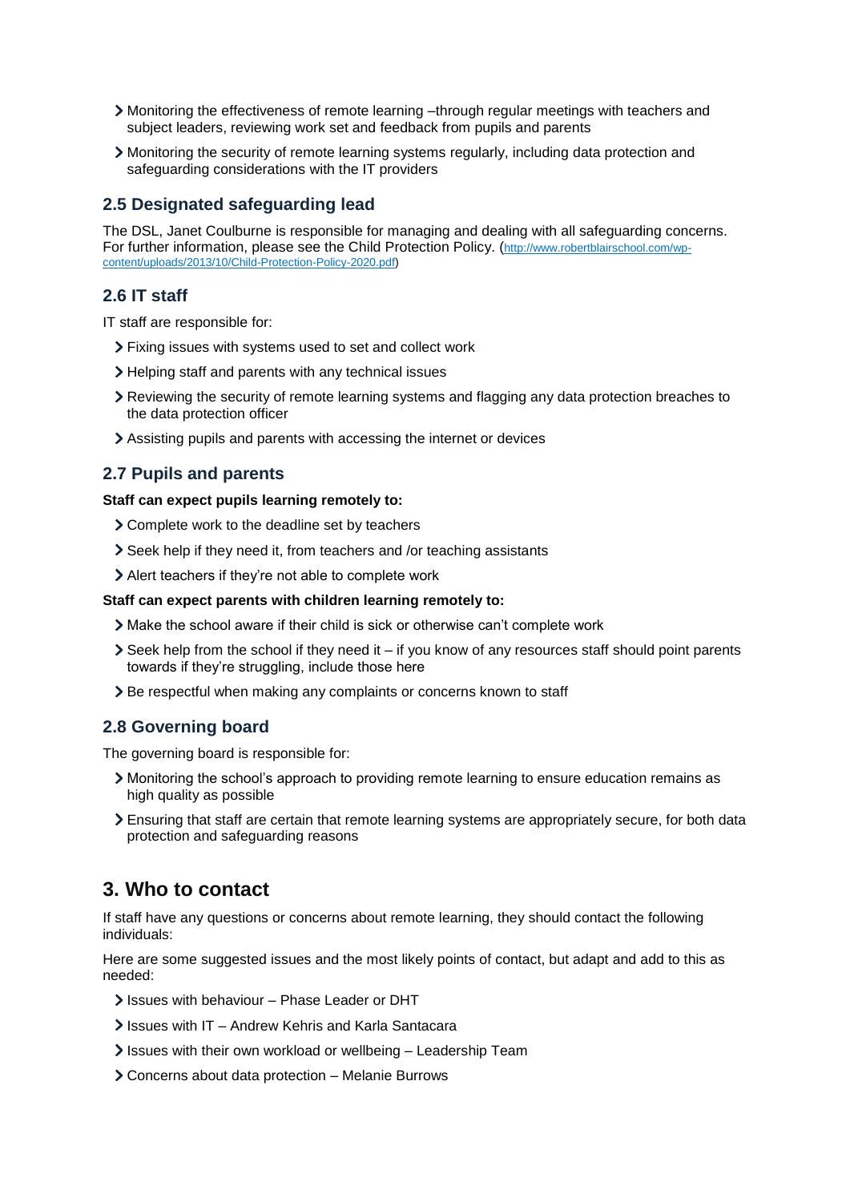- Monitoring the effectiveness of remote learning –through regular meetings with teachers and subject leaders, reviewing work set and feedback from pupils and parents
- Monitoring the security of remote learning systems regularly, including data protection and safeguarding considerations with the IT providers

## 2.5 Designated safeguarding lead

The DSL, Janet Coulburne is responsible for managing and dealing with all safeguarding concerns. For further information, please see the Child Protection Policy. (http://www.robertblairschool.com/wp-content/uploads/2013/10/Child-Protection-Policy-2020.pdf)

## 2.6 IT staff

IT staff are responsible for:

- Fixing issues with systems used to set and collect work
- Helping staff and parents with any technical issues
- Reviewing the security of remote learning systems and flagging any data protection breaches to the data protection officer
- Assisting pupils and parents with accessing the internet or devices

## 2.7 Pupils and parents

**Staff can expect pupils learning remotely to:**

- Complete work to the deadline set by teachers
- Seek help if they need it, from teachers and /or teaching assistants
- Alert teachers if they're not able to complete work

**Staff can expect parents with children learning remotely to:**

- Make the school aware if their child is sick or otherwise can't complete work
- Seek help from the school if they need it – if you know of any resources staff should point parents towards if they're struggling, include those here
- Be respectful when making any complaints or concerns known to staff

## 2.8 Governing board

The governing board is responsible for:

- Monitoring the school's approach to providing remote learning to ensure education remains as high quality as possible
- Ensuring that staff are certain that remote learning systems are appropriately secure, for both data protection and safeguarding reasons

# 3. Who to contact

If staff have any questions or concerns about remote learning, they should contact the following individuals:

Here are some suggested issues and the most likely points of contact, but adapt and add to this as needed:

- Issues with behaviour – Phase Leader or DHT
- Issues with IT – Andrew Kehris and Karla Santacara
- Issues with their own workload or wellbeing – Leadership Team
- Concerns about data protection – Melanie Burrows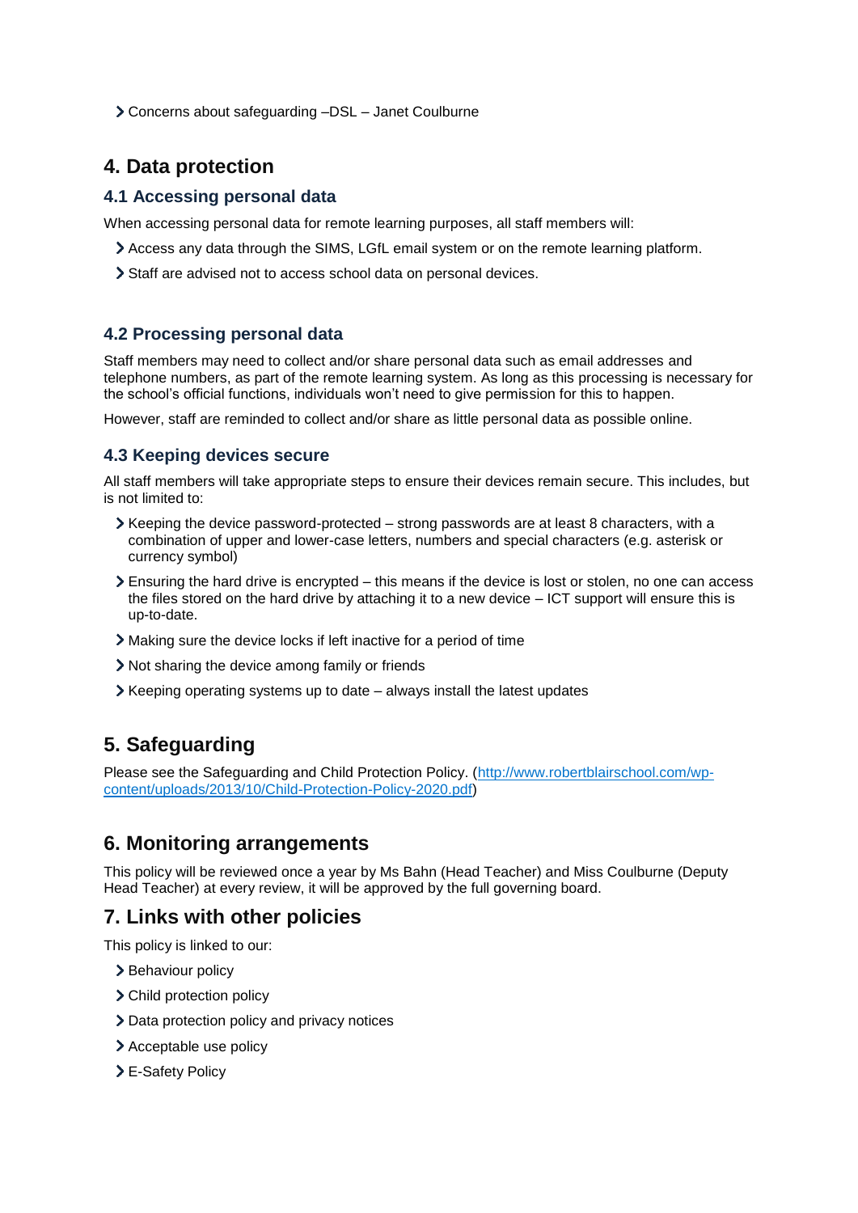- Concerns about safeguarding –DSL – Janet Coulburne

## 4. Data protection

### 4.1 Accessing personal data

When accessing personal data for remote learning purposes, all staff members will:

- Access any data through the SIMS, LGfL email system or on the remote learning platform.
- Staff are advised not to access school data on personal devices.

### 4.2 Processing personal data

Staff members may need to collect and/or share personal data such as email addresses and telephone numbers, as part of the remote learning system. As long as this processing is necessary for the school's official functions, individuals won't need to give permission for this to happen.

However, staff are reminded to collect and/or share as little personal data as possible online.

### 4.3 Keeping devices secure

All staff members will take appropriate steps to ensure their devices remain secure. This includes, but is not limited to:

- Keeping the device password-protected – strong passwords are at least 8 characters, with a combination of upper and lower-case letters, numbers and special characters (e.g. asterisk or currency symbol)
- Ensuring the hard drive is encrypted – this means if the device is lost or stolen, no one can access the files stored on the hard drive by attaching it to a new device – ICT support will ensure this is up-to-date.
- Making sure the device locks if left inactive for a period of time
- Not sharing the device among family or friends
- Keeping operating systems up to date – always install the latest updates

## 5. Safeguarding

Please see the Safeguarding and Child Protection Policy. ([http://www.robertblairschool.com/wp-content/uploads/2013/10/Child-Protection-Policy-2020.pdf](http://www.robertblairschool.com/wp-content/uploads/2013/10/Child-Protection-Policy-2020.pdf))

## 6. Monitoring arrangements

This policy will be reviewed once a year by Ms Bahn (Head Teacher) and Miss Coulburne (Deputy Head Teacher) at every review, it will be approved by the full governing board.

## 7. Links with other policies

This policy is linked to our:

- Behaviour policy
- Child protection policy
- Data protection policy and privacy notices
- Acceptable use policy
- E-Safety Policy